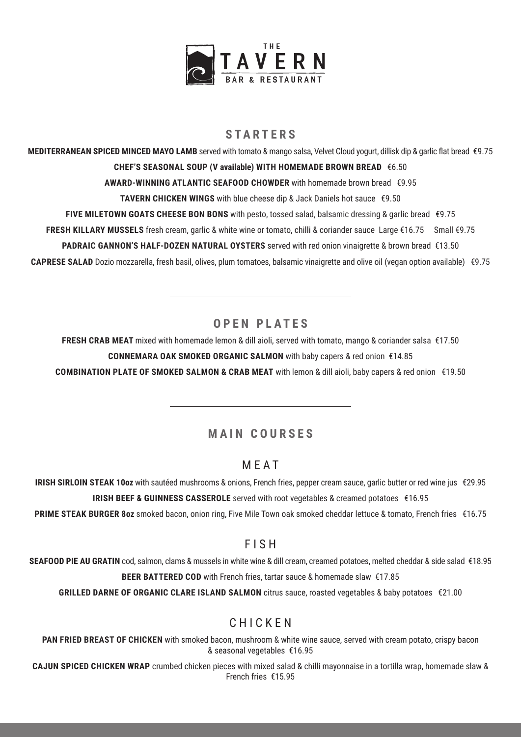# THE TAVERN BAR & RESTAURANT

## STARTERS

**MEDITERRANEAN SPICED MINCED MAYO LAMB** served with tomato & mango salsa, Velvet Cloud yogurt, dillisk dip & garlic flat bread €9.75

**CHEF'S SEASONAL SOUP (V available) WITH HOMEMADE BROWN BREAD** €6.50

**AWARD-WINNING ATLANTIC SEAFOOD CHOWDER** with homemade brown bread €9.95

**TAVERN CHICKEN WINGS** with blue cheese dip & Jack Daniels hot sauce €9.50

**FIVE MILETOWN GOATS CHEESE BON BONS** with pesto, tossed salad, balsamic dressing & garlic bread €9.75

**FRESH KILLARY MUSSELS** fresh cream, garlic & white wine or tomato, chilli & coriander sauce Large €16.75 Small €9.75

**PADRAIC GANNON'S HALF-DOZEN NATURAL OYSTERS** served with red onion vinaigrette & brown bread €13.50

**CAPRESE SALAD** Dozio mozzarella, fresh basil, olives, plum tomatoes, balsamic vinaigrette and olive oil (vegan option available) €9.75

---

## OPEN PLATES

**FRESH CRAB MEAT** mixed with homemade lemon & dill aioli, served with tomato, mango & coriander salsa €17.50

**CONNEMARA OAK SMOKED ORGANIC SALMON** with baby capers & red onion €14.85

**COMBINATION PLATE OF SMOKED SALMON & CRAB MEAT** with lemon & dill aioli, baby capers & red onion €19.50

---

## MAIN COURSES

### MEAT

**IRISH SIRLOIN STEAK 10oz** with sautéed mushrooms & onions, French fries, pepper cream sauce, garlic butter or red wine jus €29.95

**IRISH BEEF & GUINNESS CASSEROLE** served with root vegetables & creamed potatoes €16.95

**PRIME STEAK BURGER 8oz** smoked bacon, onion ring, Five Mile Town oak smoked cheddar lettuce & tomato, French fries €16.75

### FISH

**SEAFOOD PIE AU GRATIN** cod, salmon, clams & mussels in white wine & dill cream, creamed potatoes, melted cheddar & side salad €18.95

**BEER BATTERED COD** with French fries, tartar sauce & homemade slaw €17.85

**GRILLED DARNE OF ORGANIC CLARE ISLAND SALMON** citrus sauce, roasted vegetables & baby potatoes €21.00

### CHICKEN

**PAN FRIED BREAST OF CHICKEN** with smoked bacon, mushroom & white wine sauce, served with cream potato, crispy bacon & seasonal vegetables €16.95

**CAJUN SPICED CHICKEN WRAP** crumbed chicken pieces with mixed salad & chilli mayonnaise in a tortilla wrap, homemade slaw & French fries €15.95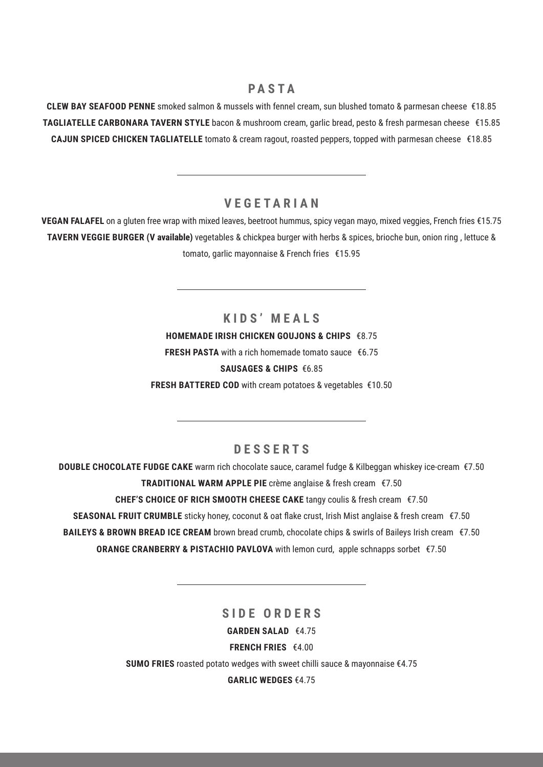## PASTA

**CLEW BAY SEAFOOD PENNE** smoked salmon & mussels with fennel cream, sun blushed tomato & parmesan cheese €18.85

**TAGLIATELLE CARBONARA TAVERN STYLE** bacon & mushroom cream, garlic bread, pesto & fresh parmesan cheese €15.85

**CAJUN SPICED CHICKEN TAGLIATELLE** tomato & cream ragout, roasted peppers, topped with parmesan cheese €18.85

---

## VEGETARIAN

**VEGAN FALAFEL** on a gluten free wrap with mixed leaves, beetroot hummus, spicy vegan mayo, mixed veggies, French fries €15.75

**TAVERN VEGGIE BURGER (V available)** vegetables & chickpea burger with herbs & spices, brioche bun, onion ring , lettuce & tomato, garlic mayonnaise & French fries €15.95

---

## KIDS' MEALS

**HOMEMADE IRISH CHICKEN GOUJONS & CHIPS** €8.75

**FRESH PASTA** with a rich homemade tomato sauce €6.75

**SAUSAGES & CHIPS** €6.85

**FRESH BATTERED COD** with cream potatoes & vegetables €10.50

---

## DESSERTS

**DOUBLE CHOCOLATE FUDGE CAKE** warm rich chocolate sauce, caramel fudge & Kilbeggan whiskey ice-cream €7.50

**TRADITIONAL WARM APPLE PIE** crème anglaise & fresh cream €7.50

**CHEF'S CHOICE OF RICH SMOOTH CHEESE CAKE** tangy coulis & fresh cream €7.50

**SEASONAL FRUIT CRUMBLE** sticky honey, coconut & oat flake crust, Irish Mist anglaise & fresh cream €7.50

**BAILEYS & BROWN BREAD ICE CREAM** brown bread crumb, chocolate chips & swirls of Baileys Irish cream €7.50

**ORANGE CRANBERRY & PISTACHIO PAVLOVA** with lemon curd, apple schnapps sorbet €7.50

---

## SIDE ORDERS

**GARDEN SALAD** €4.75

**FRENCH FRIES** €4.00

**SUMO FRIES** roasted potato wedges with sweet chilli sauce & mayonnaise €4.75

**GARLIC WEDGES** €4.75